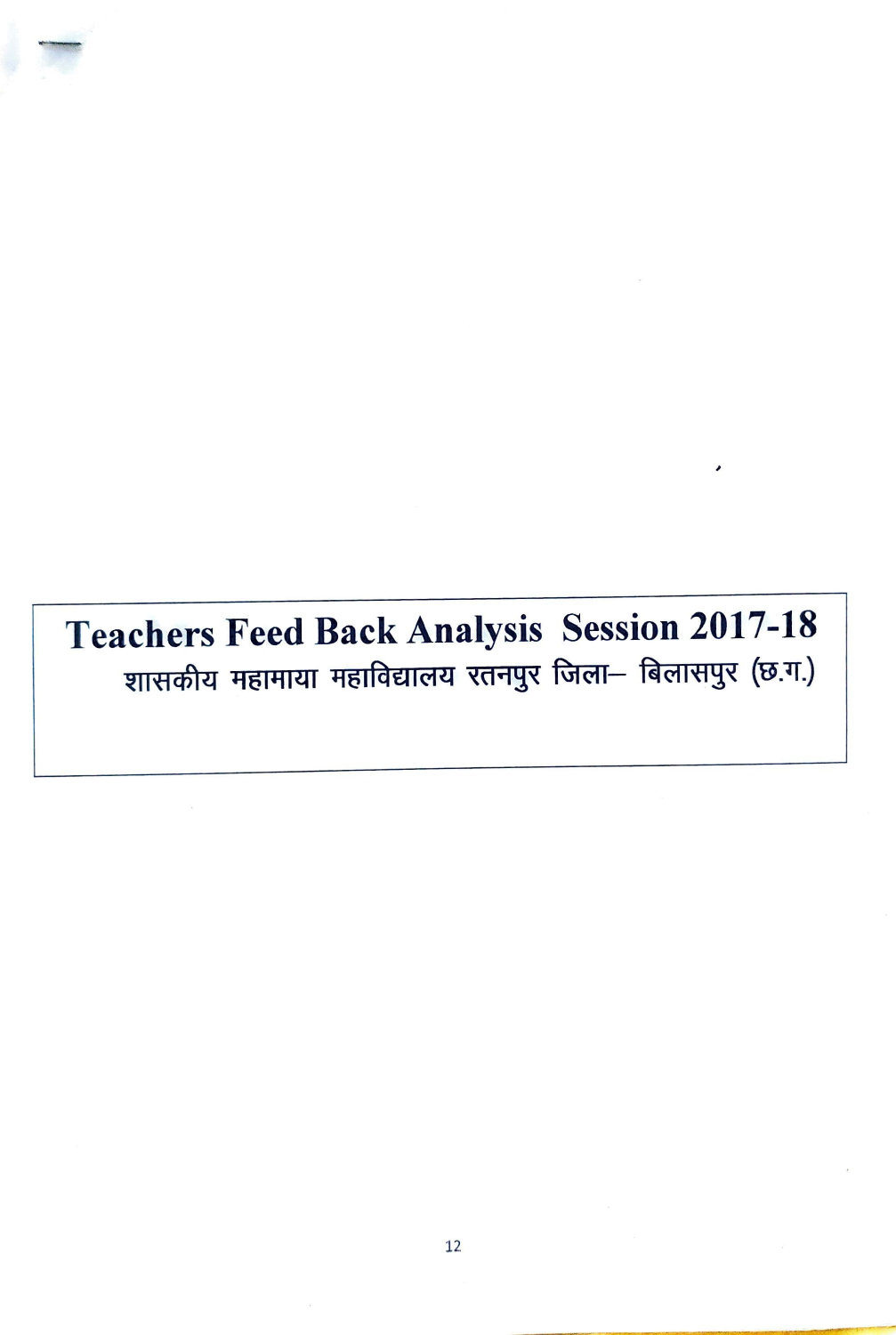# Teachers Feed Back Analysis Session 2017-18

शासकीय महामाया महाविद्यालय रतनपुर जिला– बिलासपुर (छ.ग.)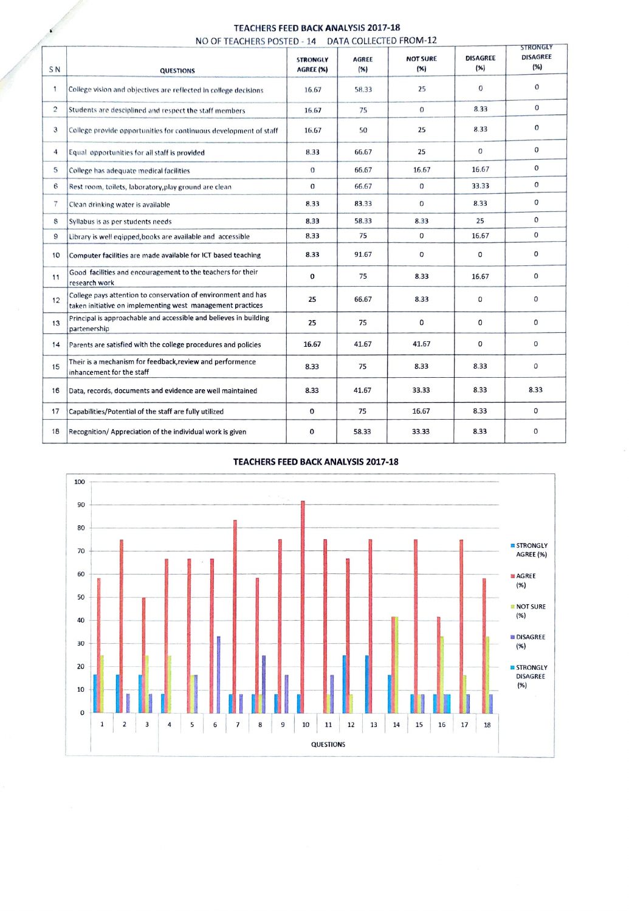# TEACHERS FEED BACK ANALYSIS 2017-18

NO OF TEACHERS POSTED - 14 DATA COLLECTED FROM-12

| SN | QUESTIONS | STRONGLY AGREE (%) | AGREE (%) | NOT SURE (%) | DISAGREE (%) | STRONGLY DISAGREE (%) |
|---|---|---|---|---|---|---|
| 1 | College vision and objectives are reflected in college decisions | 16.67 | 58.33 | 25 | 0 | 0 |
| 2 | Students are desciplined and respect the staff members | 16.67 | 75 | 0 | 8.33 | 0 |
| 3 | College provide opportunities for continuous development of staff | 16.67 | 50 | 25 | 8.33 | 0 |
| 4 | Equal opportunities for all staff is provided | 8.33 | 66.67 | 25 | 0 | 0 |
| 5 | College has adequate medical facilities | 0 | 66.67 | 16.67 | 16.67 | 0 |
| 6 | Rest room, toilets, laboratory,play ground are clean | 0 | 66.67 | 0 | 33.33 | 0 |
| 7 | Clean drinking water is available | 8.33 | 83.33 | 0 | 8.33 | 0 |
| 8 | Syllabus is as per students needs | 8.33 | 58.33 | 8.33 | 25 | 0 |
| 9 | Library is well eqipped,books are available and accessible | 8.33 | 75 | 0 | 16.67 | 0 |
| 10 | Computer facilities are made available for ICT based teaching | 8.33 | 91.67 | 0 | 0 | 0 |
| 11 | Good facilities and encouragement to the teachers for their research work | 0 | 75 | 8.33 | 16.67 | 0 |
| 12 | College pays attention to conservation of environment and has taken initiative on implementing west management practices | 25 | 66.67 | 8.33 | 0 | 0 |
| 13 | Principal is approachable and accessible and believes in building partenership | 25 | 75 | 0 | 0 | 0 |
| 14 | Parents are satisfied with the college procedures and policies | 16.67 | 41.67 | 41.67 | 0 | 0 |
| 15 | Their is a mechanism for feedback,review and performence inhancement for the staff | 8.33 | 75 | 8.33 | 8.33 | 0 |
| 16 | Data, records, documents and evidence are well maintained | 8.33 | 41.67 | 33.33 | 8.33 | 8.33 |
| 17 | Capabilities/Potential of the staff are fully utilized | 0 | 75 | 16.67 | 8.33 | 0 |
| 18 | Recognition/ Appreciation of the individual work is given | 0 | 58.33 | 33.33 | 8.33 | 0 |

## TEACHERS FEED BACK ANALYSIS 2017-18

100
90
80
70
60
50
40
30
20
10
0

1 2 3 4 5 6 7 8 9 10 11 12 13 14 15 16 17 18

QUESTIONS

STRONGLY AGREE (%)
AGREE (%)
NOT SURE (%)
DISAGREE (%)
STRONGLY DISAGREE (%)